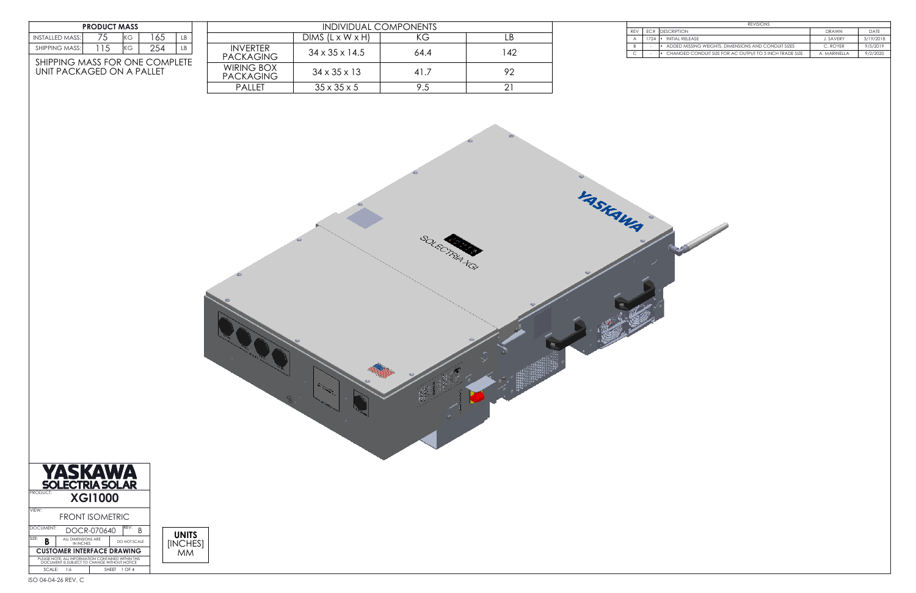| PRODUCT MASS | | | | |
|---|---|---|---|---|
| INSTALLED MASS: | 75 | KG | 165 | LB |
| SHIPPING MASS: | 115 | KG | 254 | LB |

SHIPPING MASS FOR ONE COMPLETE UNIT PACKAGED ON A PALLET

| INDIVIDUAL COMPONENTS | | | |
|---|---|---|---|
| | DIMS (L x W x H) | KG | LB |
| INVERTER PACKAGING | 34 x 35 x 14.5 | 64.4 | 142 |
| WIRING BOX PACKAGING | 34 x 35 x 13 | 41.7 | 92 |
| PALLET | 35 x 35 x 5 | 9.5 | 21 |

| REVISIONS | | | | |
|---|---|---|---|---|
| REV | EC# | DESCRIPTION | DRAWN | DATE |
| A | 1724 | • INITIAL RELEASE | J. SAVERY | 3/19/2018 |
| B | - | • ADDED MISSING WEIGHTS, DIMENSIONS AND CONDUIT SIZES | C. ROYER | 9/5/2019 |
| C | - | • CHANGED CONDUIT SIZE FOR AC OUTPUT TO 3 INCH TRADE SIZE | A. MARINELLA | 9/2/2020 |

YASKAWA

SOLECTRIA XGI

YASKAWA SOLECTRIA SOLAR

PRODUCT: **XGI1000**

VIEW: FRONT ISOMETRIC

DOCUMENT: DOCR-070640 | REV: B

SIZE: B | ALL DIMENSIONS ARE IN INCHES | DO NOT SCALE

**CUSTOMER INTERFACE DRAWING**

PLEASE NOTE: ALL INFORMATION CONTAINED WITHIN THIS DOCUMENT IS SUBJECT TO CHANGE WITHOUT NOTICE

SCALE: 1:6 | SHEET 1 OF 4

**UNITS**
[INCHES]
MM

ISO 04-04-26 REV. C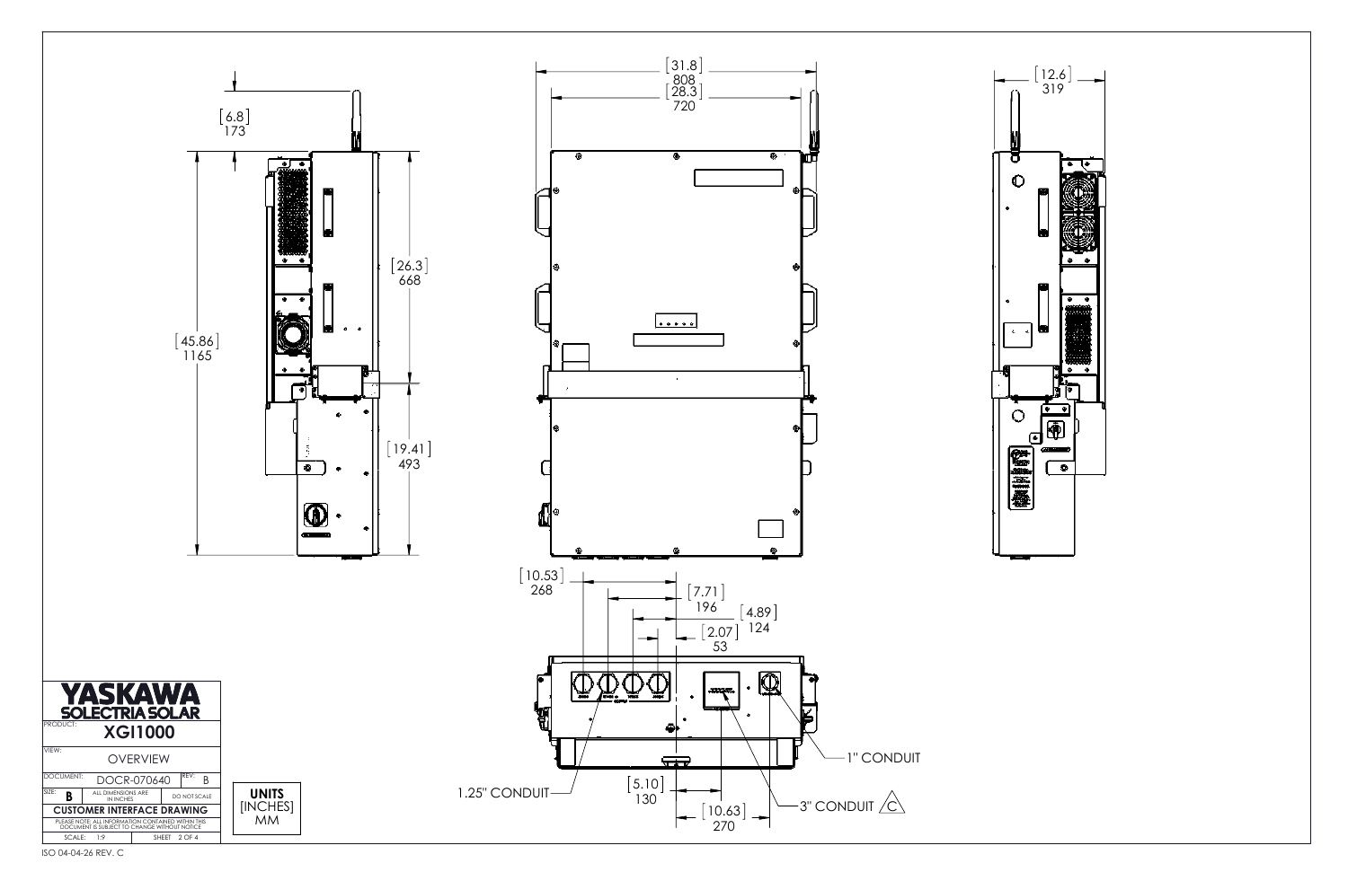## Dimensions

| Dimension | [INCHES] | MM |
|---|---|---|
| Antenna height | [6.8] | 173 |
| Overall height | [45.86] | 1165 |
| Upper section height | [26.3] | 668 |
| Lower section height | [19.41] | 493 |
| Overall width | [31.8] | 808 |
| Enclosure width | [28.3] | 720 |
| Depth | [12.6] | 319 |

### Bottom view conduit locations

| Dimension | [INCHES] | MM |
|---|---|---|
| | [10.53] | 268 |
| | [7.71] | 196 |
| | [4.89] | 124 |
| | [2.07] | 53 |
| | [5.10] | 130 |
| | [10.63] | 270 |

- 1.25" CONDUIT
- 3" CONDUIT (C)
- 1" CONDUIT

**UNITS**
[INCHES]
MM

| | | |
|---|---|---|
| **YASKAWA SOLECTRIA SOLAR** | | |
| PRODUCT: **XGI1000** | | |
| VIEW: OVERVIEW | | |
| DOCUMENT: DOCR-070640 | REV: B | |
| SIZE: B | ALL DIMENSIONS ARE IN INCHES | DO NOT SCALE |
| **CUSTOMER INTERFACE DRAWING** | | |
| PLEASE NOTE: ALL INFORMATION CONTAINED WITHIN THIS DOCUMENT IS SUBJECT TO CHANGE WITHOUT NOTICE | | |
| SCALE: 1:9 | SHEET 2 OF 4 | |

ISO 04-04-26 REV. C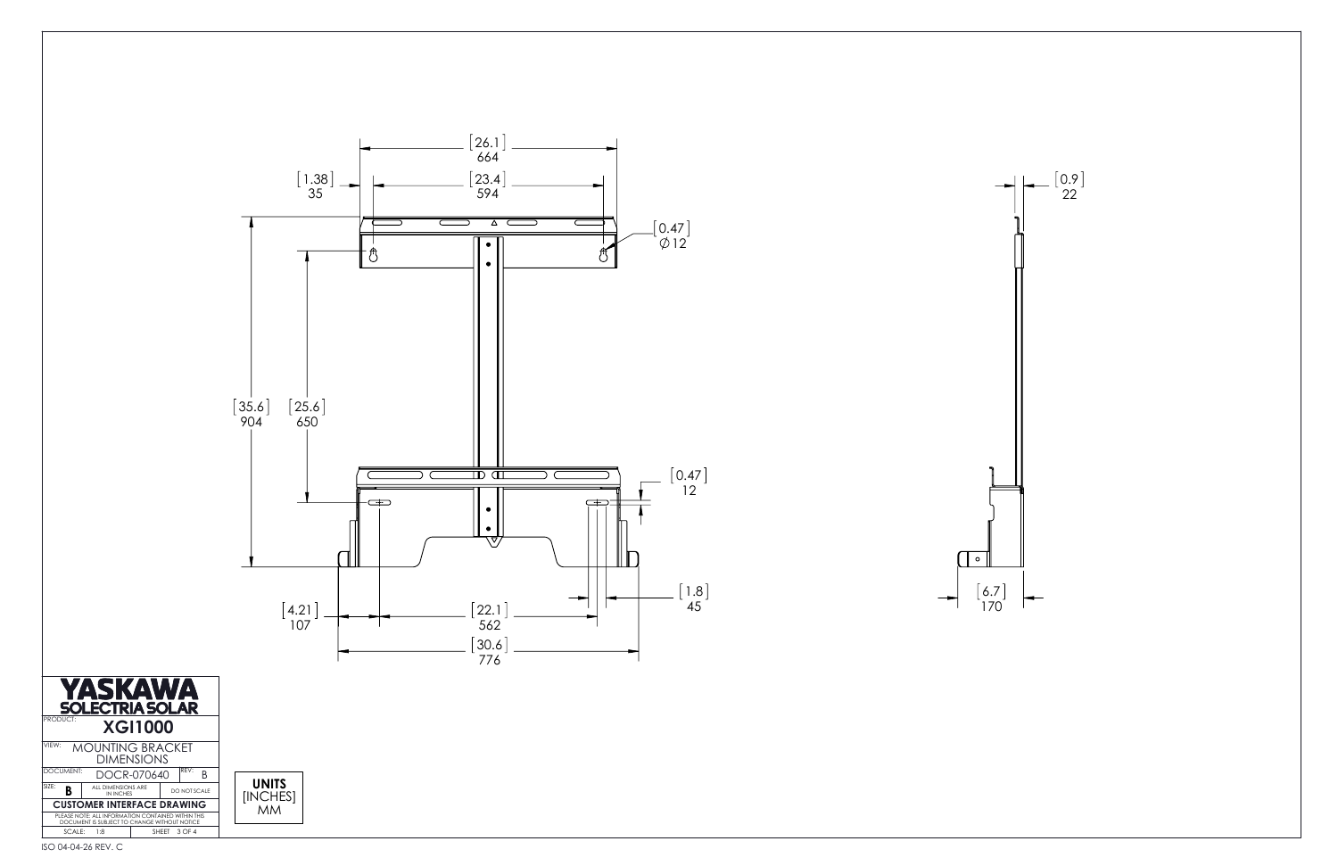[26.1]
664

[1.38]
35

[23.4]
594

[0.47]
∅12

[35.6]
904

[25.6]
650

[0.47]
12

[1.8]
45

[4.21]
107

[22.1]
562

[30.6]
776

[0.9]
22

[6.7]
170

| **YASKAWA SOLECTRIA SOLAR** | | |
|---|---|---|
| PRODUCT: | **XGI1000** | |
| VIEW: | MOUNTING BRACKET DIMENSIONS | |
| DOCUMENT: | DOCR-070640 | REV: B |
| SIZE: **B** | ALL DIMENSIONS ARE IN INCHES | DO NOT SCALE |
| **CUSTOMER INTERFACE DRAWING** | | |
| PLEASE NOTE: ALL INFORMATION CONTAINED WITHIN THIS DOCUMENT IS SUBJECT TO CHANGE WITHOUT NOTICE | | |
| SCALE: 1:8 | SHEET 3 OF 4 | |

**UNITS**
[INCHES]
MM

ISO 04-04-26 REV. C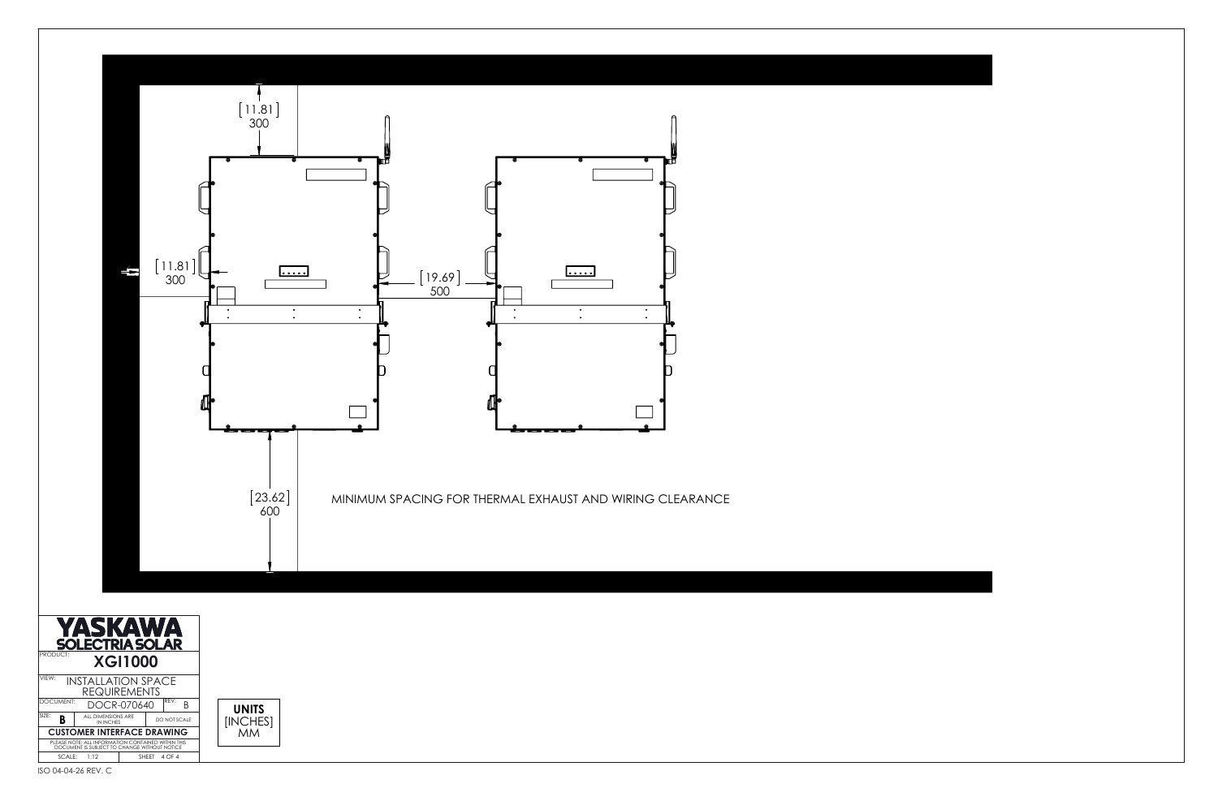[11.81]
300

[11.81]
300

[19.69]
500

[23.62]
600

MINIMUM SPACING FOR THERMAL EXHAUST AND WIRING CLEARANCE

**YASKAWA SOLECTRIA SOLAR**

| | | | |
|---|---|---|---|
| PRODUCT: | **XGI1000** | | |
| VIEW: | INSTALLATION SPACE REQUIREMENTS | | |
| DOCUMENT: | DOCR-070640 | REV: | B |
| SIZE: **B** | ALL DIMENSIONS ARE IN INCHES | | DO NOT SCALE |
| **CUSTOMER INTERFACE DRAWING** | | | |
| PLEASE NOTE: ALL INFORMATION CONTAINED WITHIN THIS DOCUMENT IS SUBJECT TO CHANGE WITHOUT NOTICE | | | |
| SCALE: 1:12 | | SHEET 4 OF 4 | |

**UNITS**
[INCHES]
MM

ISO 04-04-26 REV. C